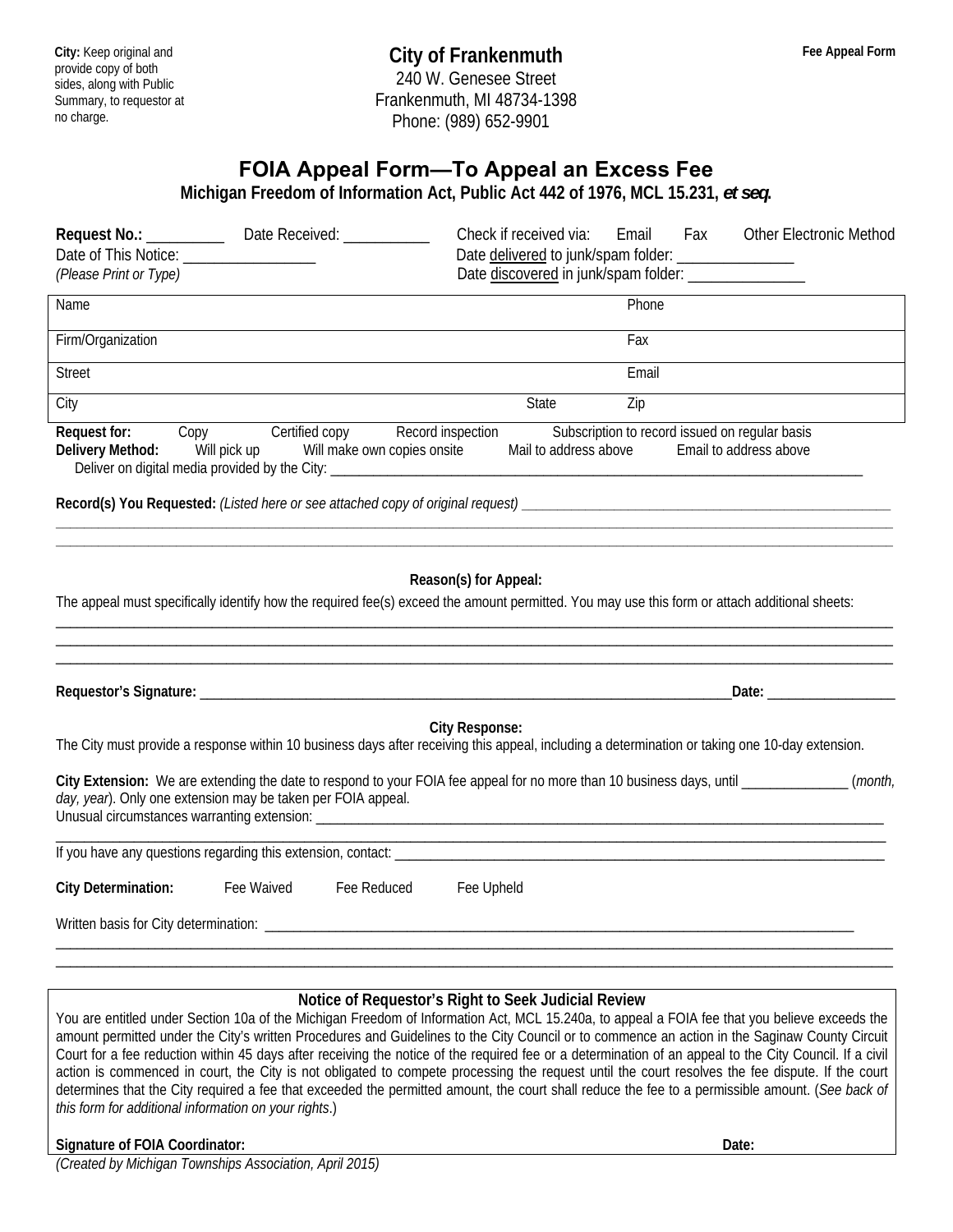**City:** Keep original and provide copy of both sides, along with Public Summary, to requestor at no charge.

**City of Frankenmuth**
240 W. Genesee Street
Frankenmuth, MI 48734-1398
Phone: (989) 652-9901

**Fee Appeal Form**

## FOIA Appeal Form—To Appeal an Excess Fee

**Michigan Freedom of Information Act, Public Act 442 of 1976, MCL 15.231, *et seq.***

**Request No.:** __________ Date Received: ___________ Check if received via: Email Fax Other Electronic Method

Date of This Notice: _________________ Date delivered to junk/spam folder: _______________

*(Please Print or Type)* Date discovered in junk/spam folder: _______________

| Name | | Phone |
|---|---|---|
| Firm/Organization | | Fax |
| Street | | Email |
| City | State | Zip |

**Request for:** Copy Certified copy Record inspection Subscription to record issued on regular basis

**Delivery Method:** Will pick up Will make own copies onsite Mail to address above Email to address above

Deliver on digital media provided by the City: ________________________________________________

**Record(s) You Requested:** *(Listed here or see attached copy of original request)* ________________________________________________

________________________________________________

________________________________________________

**Reason(s) for Appeal:**

The appeal must specifically identify how the required fee(s) exceed the amount permitted. You may use this form or attach additional sheets:

________________________________________________

________________________________________________

________________________________________________

**Requestor's Signature:** ________________________________________________ **Date:** __________________

**City Response:**

The City must provide a response within 10 business days after receiving this appeal, including a determination or taking one 10-day extension.

**City Extension:** We are extending the date to respond to your FOIA fee appeal for no more than 10 business days, until _______________ (*month, day, year*). Only one extension may be taken per FOIA appeal.

Unusual circumstances warranting extension: ________________________________________________

________________________________________________

If you have any questions regarding this extension, contact: ________________________________________________

**City Determination:** Fee Waived Fee Reduced Fee Upheld

Written basis for City determination: ________________________________________________

________________________________________________

________________________________________________

**Notice of Requestor's Right to Seek Judicial Review**

You are entitled under Section 10a of the Michigan Freedom of Information Act, MCL 15.240a, to appeal a FOIA fee that you believe exceeds the amount permitted under the City's written Procedures and Guidelines to the City Council or to commence an action in the Saginaw County Circuit Court for a fee reduction within 45 days after receiving the notice of the required fee or a determination of an appeal to the City Council. If a civil action is commenced in court, the City is not obligated to compete processing the request until the court resolves the fee dispute. If the court determines that the City required a fee that exceeded the permitted amount, the court shall reduce the fee to a permissible amount. (*See back of this form for additional information on your rights*.)

**Signature of FOIA Coordinator:** **Date:**

*(Created by Michigan Townships Association, April 2015)*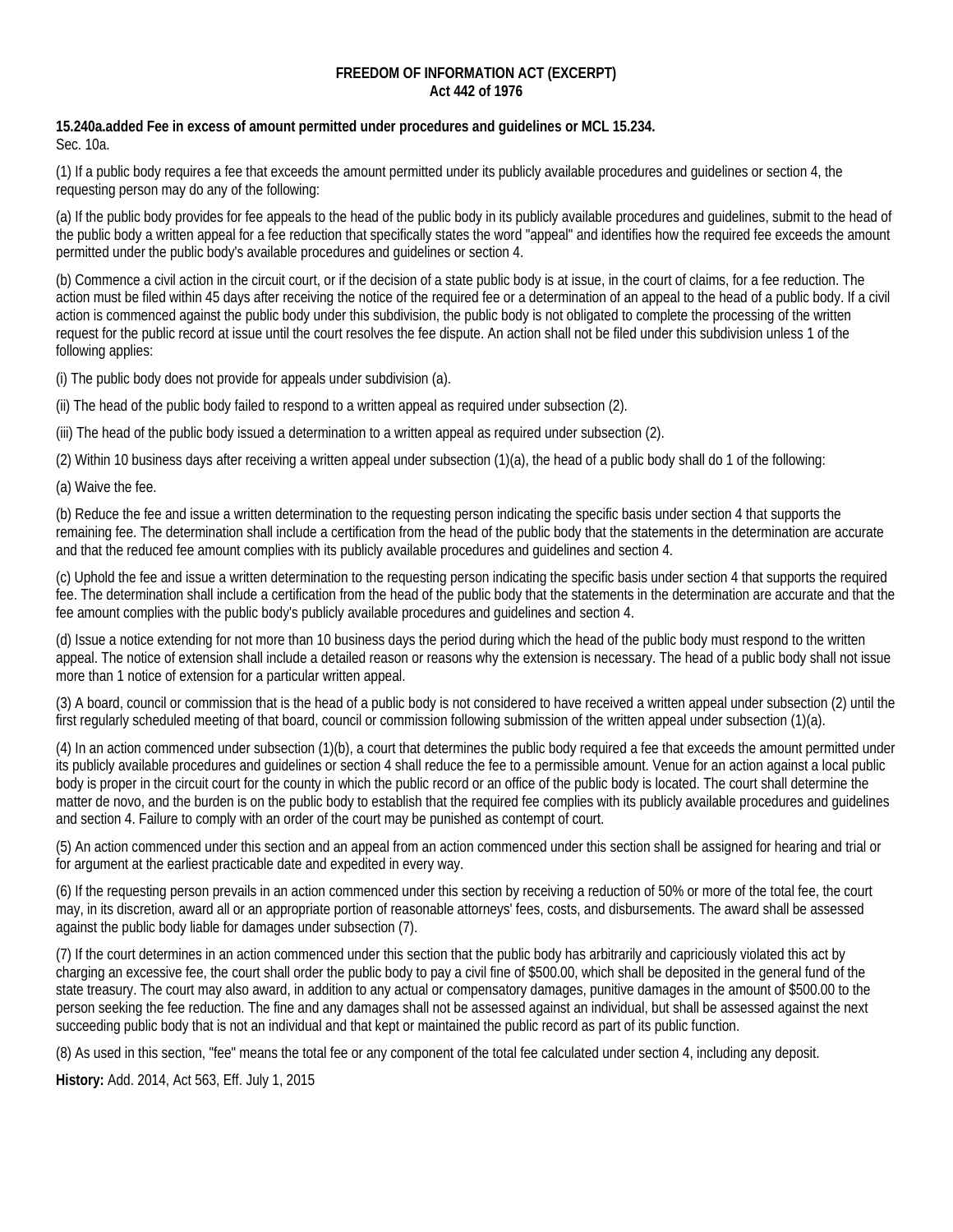**FREEDOM OF INFORMATION ACT (EXCERPT)**
**Act 442 of 1976**

**15.240a.added Fee in excess of amount permitted under procedures and guidelines or MCL 15.234.**
Sec. 10a.

(1) If a public body requires a fee that exceeds the amount permitted under its publicly available procedures and guidelines or section 4, the requesting person may do any of the following:

(a) If the public body provides for fee appeals to the head of the public body in its publicly available procedures and guidelines, submit to the head of the public body a written appeal for a fee reduction that specifically states the word "appeal" and identifies how the required fee exceeds the amount permitted under the public body's available procedures and guidelines or section 4.

(b) Commence a civil action in the circuit court, or if the decision of a state public body is at issue, in the court of claims, for a fee reduction. The action must be filed within 45 days after receiving the notice of the required fee or a determination of an appeal to the head of a public body. If a civil action is commenced against the public body under this subdivision, the public body is not obligated to complete the processing of the written request for the public record at issue until the court resolves the fee dispute. An action shall not be filed under this subdivision unless 1 of the following applies:

(i) The public body does not provide for appeals under subdivision (a).

(ii) The head of the public body failed to respond to a written appeal as required under subsection (2).

(iii) The head of the public body issued a determination to a written appeal as required under subsection (2).

(2) Within 10 business days after receiving a written appeal under subsection (1)(a), the head of a public body shall do 1 of the following:

(a) Waive the fee.

(b) Reduce the fee and issue a written determination to the requesting person indicating the specific basis under section 4 that supports the remaining fee. The determination shall include a certification from the head of the public body that the statements in the determination are accurate and that the reduced fee amount complies with its publicly available procedures and guidelines and section 4.

(c) Uphold the fee and issue a written determination to the requesting person indicating the specific basis under section 4 that supports the required fee. The determination shall include a certification from the head of the public body that the statements in the determination are accurate and that the fee amount complies with the public body's publicly available procedures and guidelines and section 4.

(d) Issue a notice extending for not more than 10 business days the period during which the head of the public body must respond to the written appeal. The notice of extension shall include a detailed reason or reasons why the extension is necessary. The head of a public body shall not issue more than 1 notice of extension for a particular written appeal.

(3) A board, council or commission that is the head of a public body is not considered to have received a written appeal under subsection (2) until the first regularly scheduled meeting of that board, council or commission following submission of the written appeal under subsection (1)(a).

(4) In an action commenced under subsection (1)(b), a court that determines the public body required a fee that exceeds the amount permitted under its publicly available procedures and guidelines or section 4 shall reduce the fee to a permissible amount. Venue for an action against a local public body is proper in the circuit court for the county in which the public record or an office of the public body is located. The court shall determine the matter de novo, and the burden is on the public body to establish that the required fee complies with its publicly available procedures and guidelines and section 4. Failure to comply with an order of the court may be punished as contempt of court.

(5) An action commenced under this section and an appeal from an action commenced under this section shall be assigned for hearing and trial or for argument at the earliest practicable date and expedited in every way.

(6) If the requesting person prevails in an action commenced under this section by receiving a reduction of 50% or more of the total fee, the court may, in its discretion, award all or an appropriate portion of reasonable attorneys' fees, costs, and disbursements. The award shall be assessed against the public body liable for damages under subsection (7).

(7) If the court determines in an action commenced under this section that the public body has arbitrarily and capriciously violated this act by charging an excessive fee, the court shall order the public body to pay a civil fine of $500.00, which shall be deposited in the general fund of the state treasury. The court may also award, in addition to any actual or compensatory damages, punitive damages in the amount of $500.00 to the person seeking the fee reduction. The fine and any damages shall not be assessed against an individual, but shall be assessed against the next succeeding public body that is not an individual and that kept or maintained the public record as part of its public function.

(8) As used in this section, "fee" means the total fee or any component of the total fee calculated under section 4, including any deposit.

**History:** Add. 2014, Act 563, Eff. July 1, 2015